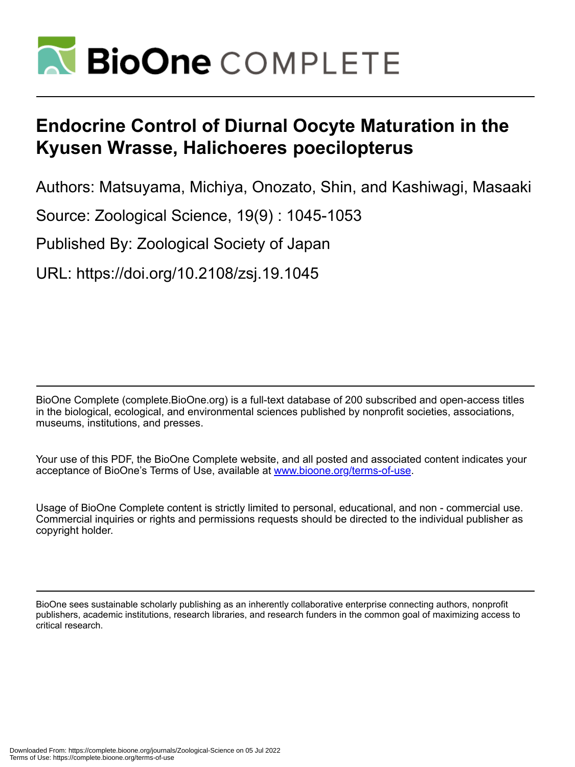# BioOne COMPLETE

# Endocrine Control of Diurnal Oocyte Maturation in the Kyusen Wrasse, Halichoeres poecilopterus

Authors: Matsuyama, Michiya, Onozato, Shin, and Kashiwagi, Masaaki

Source: Zoological Science, 19(9) : 1045-1053

Published By: Zoological Society of Japan

URL: https://doi.org/10.2108/zsj.19.1045

BioOne Complete (complete.BioOne.org) is a full-text database of 200 subscribed and open-access titles in the biological, ecological, and environmental sciences published by nonprofit societies, associations, museums, institutions, and presses.

Your use of this PDF, the BioOne Complete website, and all posted and associated content indicates your acceptance of BioOne's Terms of Use, available at www.bioone.org/terms-of-use.

Usage of BioOne Complete content is strictly limited to personal, educational, and non - commercial use. Commercial inquiries or rights and permissions requests should be directed to the individual publisher as copyright holder.

BioOne sees sustainable scholarly publishing as an inherently collaborative enterprise connecting authors, nonprofit publishers, academic institutions, research libraries, and research funders in the common goal of maximizing access to critical research.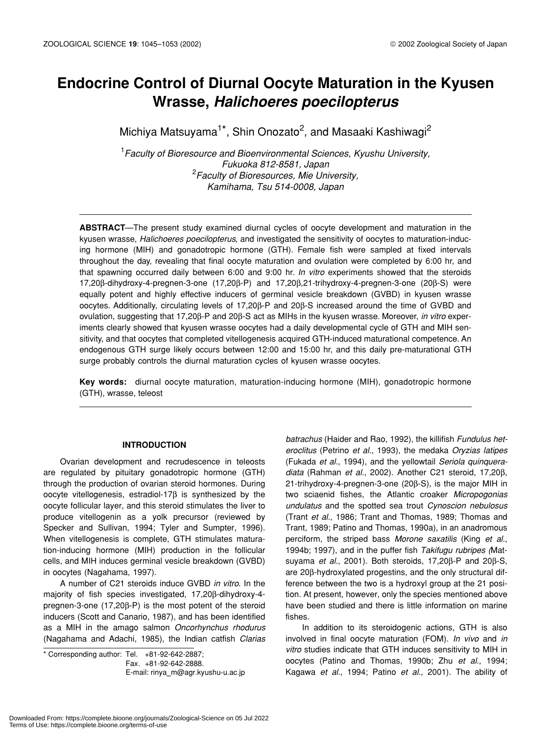# Endocrine Control of Diurnal Oocyte Maturation in the Kyusen Wrasse, *Halichoeres poecilopterus*

Michiya Matsuyama[1]*, Shin Onozato[2], and Masaaki Kashiwagi[2]

[1]*Faculty of Bioresource and Bioenvironmental Sciences, Kyushu University, Fukuoka 812-8581, Japan*
[2]*Faculty of Bioresources, Mie University, Kamihama, Tsu 514-0008, Japan*

**ABSTRACT**—The present study examined diurnal cycles of oocyte development and maturation in the kyusen wrasse, *Halichoeres poecilopterus*, and investigated the sensitivity of oocytes to maturation-inducing hormone (MIH) and gonadotropic hormone (GTH). Female fish were sampled at fixed intervals throughout the day, revealing that final oocyte maturation and ovulation were completed by 6:00 hr, and that spawning occurred daily between 6:00 and 9:00 hr. *In vitro* experiments showed that the steroids 17,20β-dihydroxy-4-pregnen-3-one (17,20β-P) and 17,20β,21-trihydroxy-4-pregnen-3-one (20β-S) were equally potent and highly effective inducers of germinal vesicle breakdown (GVBD) in kyusen wrasse oocytes. Additionally, circulating levels of 17,20β-P and 20β-S increased around the time of GVBD and ovulation, suggesting that 17,20β-P and 20β-S act as MIHs in the kyusen wrasse. Moreover, *in vitro* experiments clearly showed that kyusen wrasse oocytes had a daily developmental cycle of GTH and MIH sensitivity, and that oocytes that completed vitellogenesis acquired GTH-induced maturational competence. An endogenous GTH surge likely occurs between 12:00 and 15:00 hr, and this daily pre-maturational GTH surge probably controls the diurnal maturation cycles of kyusen wrasse oocytes.

**Key words:** diurnal oocyte maturation, maturation-inducing hormone (MIH), gonadotropic hormone (GTH), wrasse, teleost

## INTRODUCTION

Ovarian development and recrudescence in teleosts are regulated by pituitary gonadotropic hormone (GTH) through the production of ovarian steroid hormones. During oocyte vitellogenesis, estradiol-17β is synthesized by the oocyte follicular layer, and this steroid stimulates the liver to produce vitellogenin as a yolk precursor (reviewed by Specker and Sullivan, 1994; Tyler and Sumpter, 1996). When vitellogenesis is complete, GTH stimulates maturation-inducing hormone (MIH) production in the follicular cells, and MIH induces germinal vesicle breakdown (GVBD) in oocytes (Nagahama, 1997).

A number of C21 steroids induce GVBD *in vitro*. In the majority of fish species investigated, 17,20β-dihydroxy-4-pregnen-3-one (17,20β-P) is the most potent of the steroid inducers (Scott and Canario, 1987), and has been identified as a MIH in the amago salmon *Oncorhynchus rhodurus* (Nagahama and Adachi, 1985), the Indian catfish *Clarias batrachus* (Haider and Rao, 1992), the killifish *Fundulus heteroclitus* (Petrino *et al.,* 1993), the medaka *Oryzias latipes* (Fukada *et al*., 1994), and the yellowtail *Seriola quinqueradiata* (Rahman *et al*., 2002). Another C21 steroid, 17,20β, 21-trihydroxy-4-pregnen-3-one (20β-S), is the major MIH in two sciaenid fishes, the Atlantic croaker *Micropogonias undulatus* and the spotted sea trout *Cynoscion nebulosus* (Trant *et al*., 1986; Trant and Thomas, 1989; Thomas and Trant, 1989; Patino and Thomas, 1990a), in an anadromous perciform, the striped bass *Morone saxatilis* (King *et al*., 1994b; 1997), and in the puffer fish *Takifugu rubripes* (Matsuyama *et al*., 2001). Both steroids, 17,20β-P and 20β-S, are 20β-hydroxylated progestins, and the only structural difference between the two is a hydroxyl group at the 21 position. At present, however, only the species mentioned above have been studied and there is little information on marine fishes.

In addition to its steroidogenic actions, GTH is also involved in final oocyte maturation (FOM). *In vivo* and *in vitro* studies indicate that GTH induces sensitivity to MIH in oocytes (Patino and Thomas, 1990b; Zhu *et al*., 1994; Kagawa *et al*., 1994; Patino *et al*., 2001). The ability of

\* Corresponding author: Tel. +81-92-642-2887;
Fax. +81-92-642-2888.
E-mail: rinya_m@agr.kyushu-u.ac.jp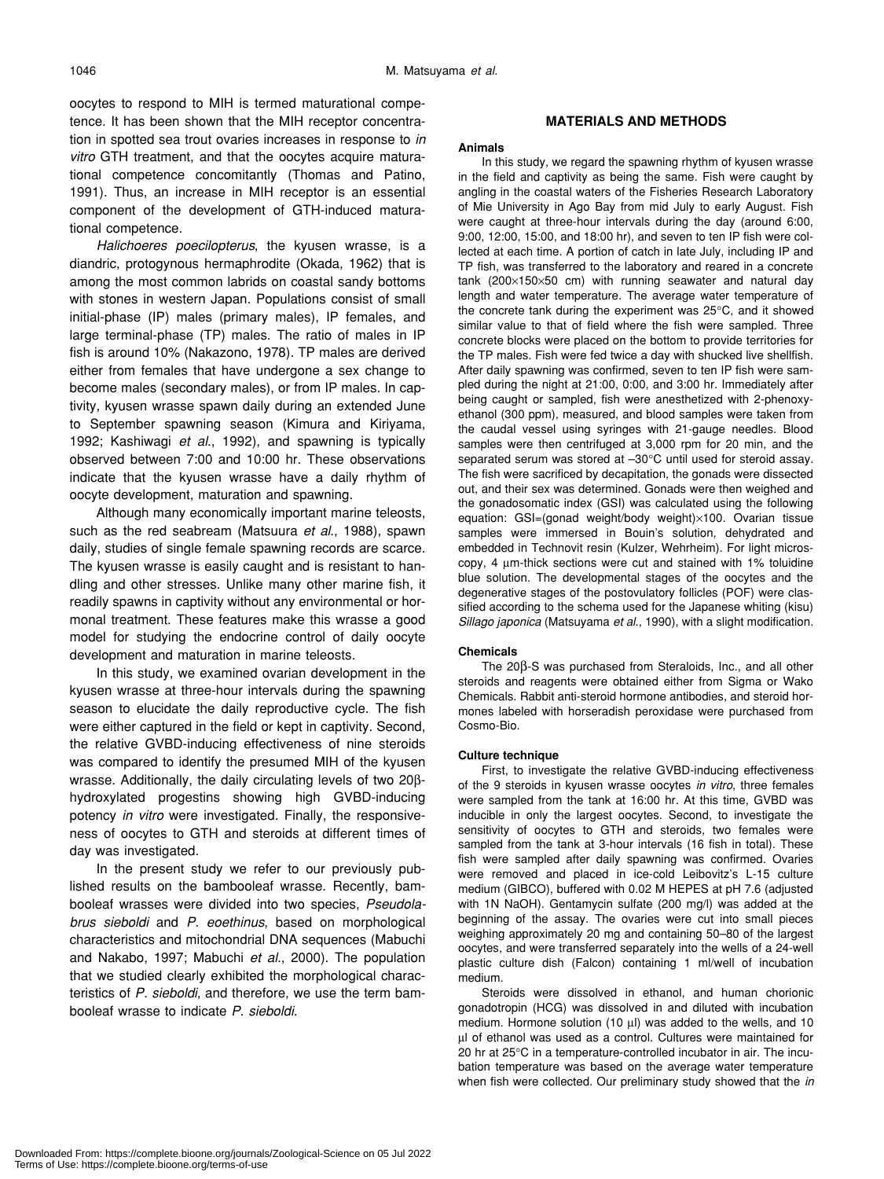oocytes to respond to MIH is termed maturational competence. It has been shown that the MIH receptor concentration in spotted sea trout ovaries increases in response to *in vitro* GTH treatment, and that the oocytes acquire maturational competence concomitantly (Thomas and Patino, 1991). Thus, an increase in MIH receptor is an essential component of the development of GTH-induced maturational competence.

*Halichoeres poecilopterus*, the kyusen wrasse, is a diandric, protogynous hermaphrodite (Okada, 1962) that is among the most common labrids on coastal sandy bottoms with stones in western Japan. Populations consist of small initial-phase (IP) males (primary males), IP females, and large terminal-phase (TP) males. The ratio of males in IP fish is around 10% (Nakazono, 1978). TP males are derived either from females that have undergone a sex change to become males (secondary males), or from IP males. In captivity, kyusen wrasse spawn daily during an extended June to September spawning season (Kimura and Kiriyama, 1992; Kashiwagi *et al.*, 1992), and spawning is typically observed between 7:00 and 10:00 hr. These observations indicate that the kyusen wrasse have a daily rhythm of oocyte development, maturation and spawning.

Although many economically important marine teleosts, such as the red seabream (Matsuura *et al.*, 1988), spawn daily, studies of single female spawning records are scarce. The kyusen wrasse is easily caught and is resistant to handling and other stresses. Unlike many other marine fish, it readily spawns in captivity without any environmental or hormonal treatment. These features make this wrasse a good model for studying the endocrine control of daily oocyte development and maturation in marine teleosts.

In this study, we examined ovarian development in the kyusen wrasse at three-hour intervals during the spawning season to elucidate the daily reproductive cycle. The fish were either captured in the field or kept in captivity. Second, the relative GVBD-inducing effectiveness of nine steroids was compared to identify the presumed MIH of the kyusen wrasse. Additionally, the daily circulating levels of two 20β-hydroxylated progestins showing high GVBD-inducing potency *in vitro* were investigated. Finally, the responsiveness of oocytes to GTH and steroids at different times of day was investigated.

In the present study we refer to our previously published results on the bambooleaf wrasse. Recently, bambooleaf wrasses were divided into two species, *Pseudolabrus sieboldi* and *P. eoethinus*, based on morphological characteristics and mitochondrial DNA sequences (Mabuchi and Nakabo, 1997; Mabuchi *et al.*, 2000). The population that we studied clearly exhibited the morphological characteristics of *P. sieboldi*, and therefore, we use the term bambooleaf wrasse to indicate *P. sieboldi*.

## MATERIALS AND METHODS

### Animals

In this study, we regard the spawning rhythm of kyusen wrasse in the field and captivity as being the same. Fish were caught by angling in the coastal waters of the Fisheries Research Laboratory of Mie University in Ago Bay from mid July to early August. Fish were caught at three-hour intervals during the day (around 6:00, 9:00, 12:00, 15:00, and 18:00 hr), and seven to ten IP fish were collected at each time. A portion of catch in late July, including IP and TP fish, was transferred to the laboratory and reared in a concrete tank (200×150×50 cm) with running seawater and natural day length and water temperature. The average water temperature of the concrete tank during the experiment was 25°C, and it showed similar value to that of field where the fish were sampled. Three concrete blocks were placed on the bottom to provide territories for the TP males. Fish were fed twice a day with shucked live shellfish. After daily spawning was confirmed, seven to ten IP fish were sampled during the night at 21:00, 0:00, and 3:00 hr. Immediately after being caught or sampled, fish were anesthetized with 2-phenoxyethanol (300 ppm), measured, and blood samples were taken from the caudal vessel using syringes with 21-gauge needles. Blood samples were then centrifuged at 3,000 rpm for 20 min, and the separated serum was stored at –30°C until used for steroid assay. The fish were sacrificed by decapitation, the gonads were dissected out, and their sex was determined. Gonads were then weighed and the gonadosomatic index (GSI) was calculated using the following equation: GSI=(gonad weight/body weight)×100. Ovarian tissue samples were immersed in Bouin's solution, dehydrated and embedded in Technovit resin (Kulzer, Wehrheim). For light microscopy, 4 μm-thick sections were cut and stained with 1% toluidine blue solution. The developmental stages of the oocytes and the degenerative stages of the postovulatory follicles (POF) were classified according to the schema used for the Japanese whiting (kisu) *Sillago japonica* (Matsuyama *et al.*, 1990), with a slight modification.

### Chemicals

The 20β-S was purchased from Steraloids, Inc., and all other steroids and reagents were obtained either from Sigma or Wako Chemicals. Rabbit anti-steroid hormone antibodies, and steroid hormones labeled with horseradish peroxidase were purchased from Cosmo-Bio.

### Culture technique

First, to investigate the relative GVBD-inducing effectiveness of the 9 steroids in kyusen wrasse oocytes *in vitro*, three females were sampled from the tank at 16:00 hr. At this time, GVBD was inducible in only the largest oocytes. Second, to investigate the sensitivity of oocytes to GTH and steroids, two females were sampled from the tank at 3-hour intervals (16 fish in total). These fish were sampled after daily spawning was confirmed. Ovaries were removed and placed in ice-cold Leibovitz's L-15 culture medium (GIBCO), buffered with 0.02 M HEPES at pH 7.6 (adjusted with 1N NaOH). Gentamycin sulfate (200 mg/l) was added at the beginning of the assay. The ovaries were cut into small pieces weighing approximately 20 mg and containing 50–80 of the largest oocytes, and were transferred separately into the wells of a 24-well plastic culture dish (Falcon) containing 1 ml/well of incubation medium.

Steroids were dissolved in ethanol, and human chorionic gonadotropin (HCG) was dissolved in and diluted with incubation medium. Hormone solution (10 μl) was added to the wells, and 10 μl of ethanol was used as a control. Cultures were maintained for 20 hr at 25°C in a temperature-controlled incubator in air. The incubation temperature was based on the average water temperature when fish were collected. Our preliminary study showed that the *in*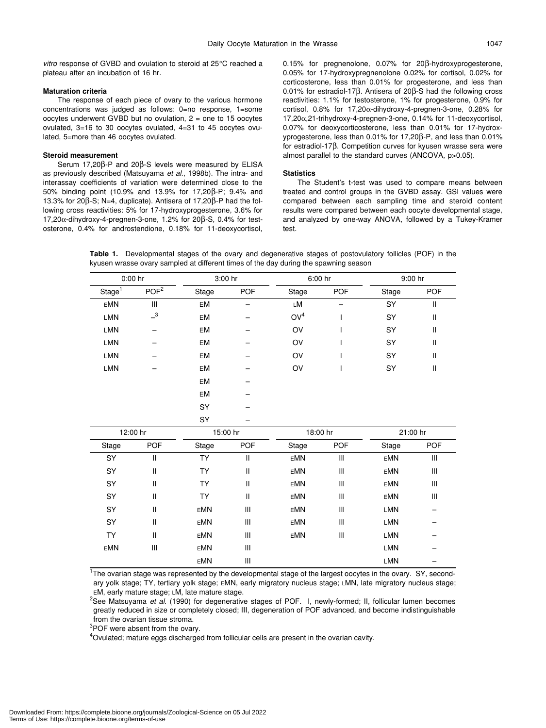*vitro* response of GVBD and ovulation to steroid at 25°C reached a plateau after an incubation of 16 hr.

### Maturation criteria

The response of each piece of ovary to the various hormone concentrations was judged as follows: 0=no response, 1=some oocytes underwent GVBD but no ovulation, 2 = one to 15 oocytes ovulated, 3=16 to 30 oocytes ovulated, 4=31 to 45 oocytes ovulated, 5=more than 46 oocytes ovulated.

### Steroid measurement

Serum 17,20β-P and 20β-S levels were measured by ELISA as previously described (Matsuyama *et al*., 1998b). The intra- and interassay coefficients of variation were determined close to the 50% binding point (10.9% and 13.9% for 17,20β-P; 9.4% and 13.3% for 20β-S; N=4, duplicate). Antisera of 17,20β-P had the following cross reactivities: 5% for 17-hydroxyprogesterone, 3.6% for 17,20α-dihydroxy-4-pregnen-3-one, 1.2% for 20β-S, 0.4% for testosterone, 0.4% for androstendione, 0.18% for 11-deoxycortisol, 0.15% for pregnenolone, 0.07% for 20β-hydroxyprogesterone, 0.05% for 17-hydroxypregnenolone 0.02% for cortisol, 0.02% for corticosterone, less than 0.01% for progesterone, and less than 0.01% for estradiol-17β. Antisera of 20β-S had the following cross reactivities: 1.1% for testosterone, 1% for progesterone, 0.9% for cortisol, 0.8% for 17,20α-dihydroxy-4-pregnen-3-one, 0.28% for 17,20α,21-trihydroxy-4-pregnen-3-one, 0.14% for 11-deoxycortisol, 0.07% for deoxycorticosterone, less than 0.01% for 17-hydroxyprogesterone, less than 0.01% for 17,20β-P, and less than 0.01% for estradiol-17β. Competition curves for kyusen wrasse sera were almost parallel to the standard curves (ANCOVA, $p>0.05$).

### Statistics

The Student's t-test was used to compare means between treated and control groups in the GVBD assay. GSI values were compared between each sampling time and steroid content results were compared between each oocyte developmental stage, and analyzed by one-way ANOVA, followed by a Tukey-Kramer test.

**Table 1.** Developmental stages of the ovary and degenerative stages of postovulatory follicles (POF) in the kyusen wrasse ovary sampled at different times of the day during the spawning season

| 0:00 hr | | 3:00 hr | | 6:00 hr | | 9:00 hr | |
|---|---|---|---|---|---|---|---|
| Stage[1] | POF[2] | Stage | POF | Stage | POF | Stage | POF |
| EMN | III | EM | – | LM | – | SY | II |
| LMN | –[3] | EM | – | OV[4] | I | SY | II |
| LMN | – | EM | – | OV | I | SY | II |
| LMN | – | EM | – | OV | I | SY | II |
| LMN | – | EM | – | OV | I | SY | II |
| LMN | – | EM | – | OV | I | SY | II |
| | | EM | – | | | | |
| | | EM | – | | | | |
| | | SY | – | | | | |
| | | SY | – | | | | |

| 12:00 hr | | 15:00 hr | | 18:00 hr | | 21:00 hr | |
|---|---|---|---|---|---|---|---|
| Stage | POF | Stage | POF | Stage | POF | Stage | POF |
| SY | II | TY | II | EMN | III | EMN | III |
| SY | II | TY | II | EMN | III | EMN | III |
| SY | II | TY | II | EMN | III | EMN | III |
| SY | II | TY | II | EMN | III | EMN | III |
| SY | II | EMN | III | EMN | III | LMN | – |
| SY | II | EMN | III | EMN | III | LMN | – |
| TY | II | EMN | III | EMN | III | LMN | – |
| EMN | III | EMN | III | | | LMN | – |
| | | EMN | III | | | LMN | – |

[1]The ovarian stage was represented by the developmental stage of the largest oocytes in the ovary. SY, secondary yolk stage; TY, tertiary yolk stage; EMN, early migratory nucleus stage; LMN, late migratory nucleus stage; EM, early mature stage; LM, late mature stage.

[2]See Matsuyama *et al*. (1990) for degenerative stages of POF. I, newly-formed; II, follicular lumen becomes greatly reduced in size or completely closed; III, degeneration of POF advanced, and become indistinguishable from the ovarian tissue stroma.

[3]POF were absent from the ovary.

[4]Ovulated; mature eggs discharged from follicular cells are present in the ovarian cavity.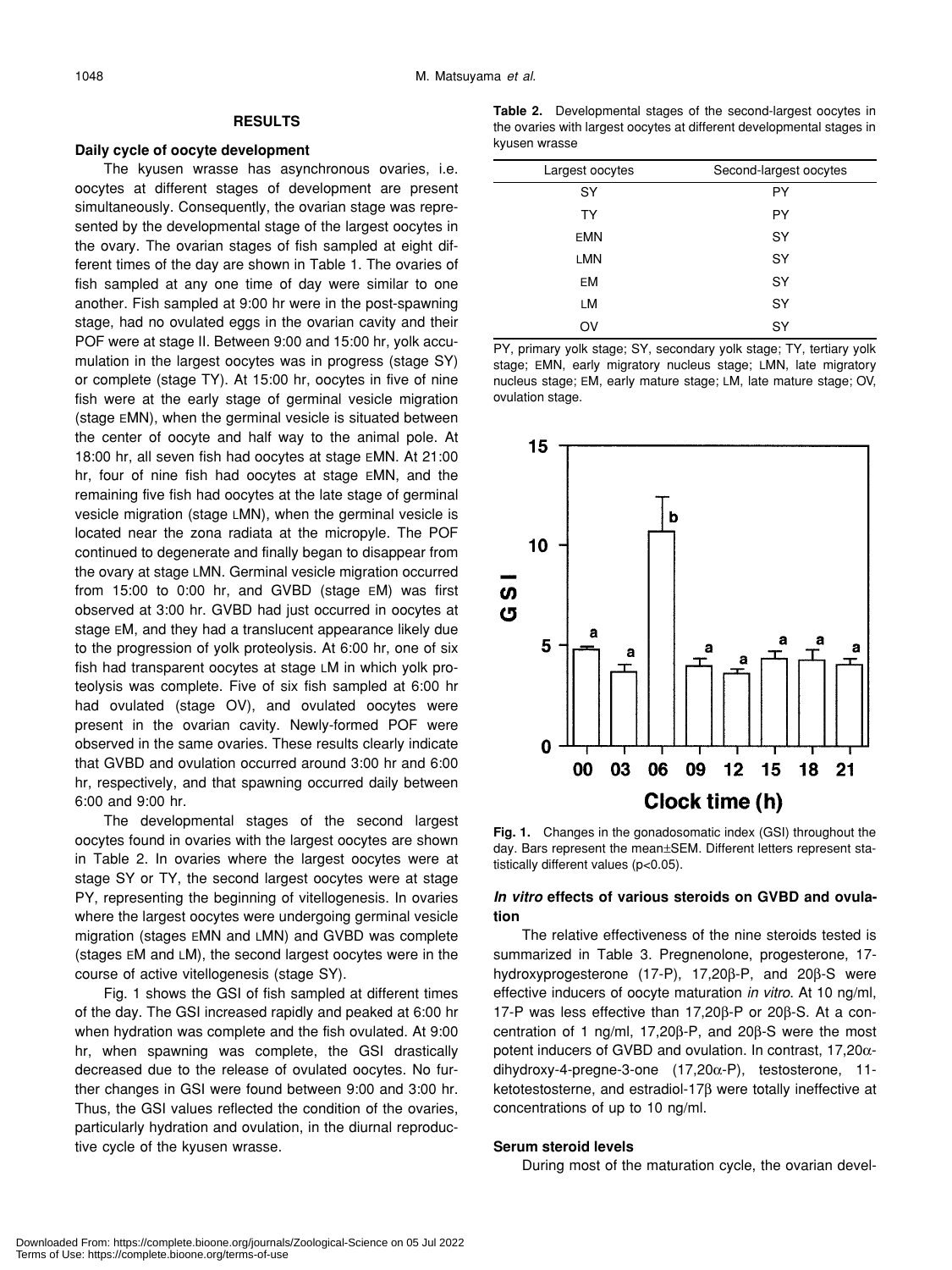## RESULTS

### Daily cycle of oocyte development

The kyusen wrasse has asynchronous ovaries, i.e. oocytes at different stages of development are present simultaneously. Consequently, the ovarian stage was represented by the developmental stage of the largest oocytes in the ovary. The ovarian stages of fish sampled at eight different times of the day are shown in Table 1. The ovaries of fish sampled at any one time of day were similar to one another. Fish sampled at 9:00 hr were in the post-spawning stage, had no ovulated eggs in the ovarian cavity and their POF were at stage II. Between 9:00 and 15:00 hr, yolk accumulation in the largest oocytes was in progress (stage SY) or complete (stage TY). At 15:00 hr, oocytes in five of nine fish were at the early stage of germinal vesicle migration (stage EMN), when the germinal vesicle is situated between the center of oocyte and half way to the animal pole. At 18:00 hr, all seven fish had oocytes at stage EMN. At 21:00 hr, four of nine fish had oocytes at stage EMN, and the remaining five fish had oocytes at the late stage of germinal vesicle migration (stage LMN), when the germinal vesicle is located near the zona radiata at the micropyle. The POF continued to degenerate and finally began to disappear from the ovary at stage LMN. Germinal vesicle migration occurred from 15:00 to 0:00 hr, and GVBD (stage EM) was first observed at 3:00 hr. GVBD had just occurred in oocytes at stage EM, and they had a translucent appearance likely due to the progression of yolk proteolysis. At 6:00 hr, one of six fish had transparent oocytes at stage LM in which yolk proteolysis was complete. Five of six fish sampled at 6:00 hr had ovulated (stage OV), and ovulated oocytes were present in the ovarian cavity. Newly-formed POF were observed in the same ovaries. These results clearly indicate that GVBD and ovulation occurred around 3:00 hr and 6:00 hr, respectively, and that spawning occurred daily between 6:00 and 9:00 hr.

The developmental stages of the second largest oocytes found in ovaries with the largest oocytes are shown in Table 2. In ovaries where the largest oocytes were at stage SY or TY, the second largest oocytes were at stage PY, representing the beginning of vitellogenesis. In ovaries where the largest oocytes were undergoing germinal vesicle migration (stages EMN and LMN) and GVBD was complete (stages EM and LM), the second largest oocytes were in the course of active vitellogenesis (stage SY).

Fig. 1 shows the GSI of fish sampled at different times of the day. The GSI increased rapidly and peaked at 6:00 hr when hydration was complete and the fish ovulated. At 9:00 hr, when spawning was complete, the GSI drastically decreased due to the release of ovulated oocytes. No further changes in GSI were found between 9:00 and 3:00 hr. Thus, the GSI values reflected the condition of the ovaries, particularly hydration and ovulation, in the diurnal reproductive cycle of the kyusen wrasse.

**Table 2.** Developmental stages of the second-largest oocytes in the ovaries with largest oocytes at different developmental stages in kyusen wrasse

| Largest oocytes | Second-largest oocytes |
|---|---|
| SY | PY |
| TY | PY |
| EMN | SY |
| LMN | SY |
| EM | SY |
| LM | SY |
| OV | SY |

PY, primary yolk stage; SY, secondary yolk stage; TY, tertiary yolk stage; EMN, early migratory nucleus stage; LMN, late migratory nucleus stage; EM, early mature stage; LM, late mature stage; OV, ovulation stage.

**Fig. 1.** Changes in the gonadosomatic index (GSI) throughout the day. Bars represent the mean±SEM. Different letters represent statistically different values ($p<0.05$).

### *In vitro* effects of various steroids on GVBD and ovulation

The relative effectiveness of the nine steroids tested is summarized in Table 3. Pregnenolone, progesterone, 17-hydroxyprogesterone (17-P), 17,20β-P, and 20β-S were effective inducers of oocyte maturation *in vitro*. At 10 ng/ml, 17-P was less effective than 17,20β-P or 20β-S. At a concentration of 1 ng/ml, 17,20β-P, and 20β-S were the most potent inducers of GVBD and ovulation. In contrast, 17,20α-dihydroxy-4-pregne-3-one (17,20α-P), testosterone, 11-ketotestosterne, and estradiol-17β were totally ineffective at concentrations of up to 10 ng/ml.

### Serum steroid levels

During most of the maturation cycle, the ovarian devel-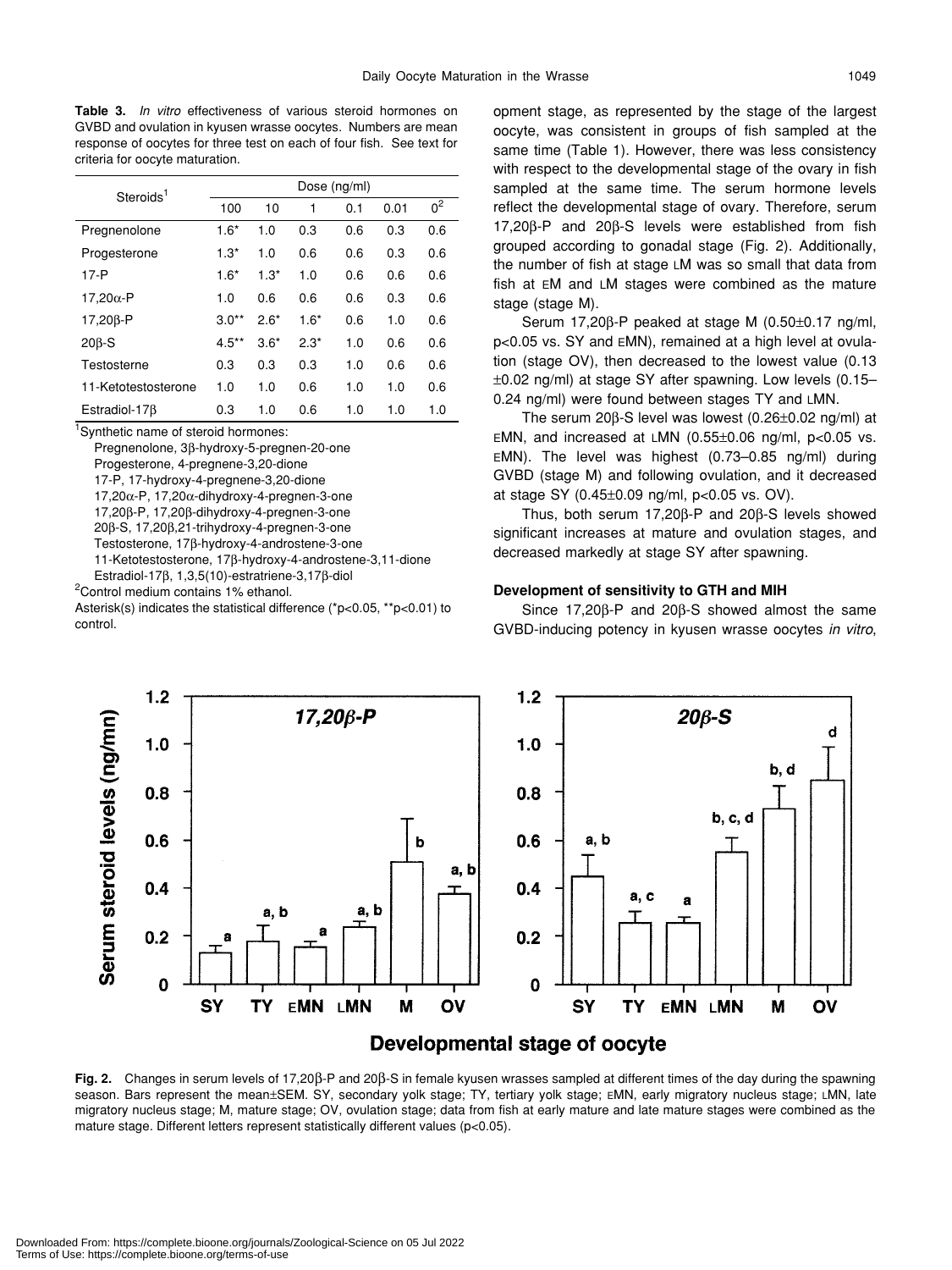**Table 3.** *In vitro* effectiveness of various steroid hormones on GVBD and ovulation in kyusen wrasse oocytes. Numbers are mean response of oocytes for three test on each of four fish. See text for criteria for oocyte maturation.

| Steroids[1] | Dose (ng/ml) | | | | | |
|---|---|---|---|---|---|---|
| | 100 | 10 | 1 | 0.1 | 0.01 | 0[2] |
| Pregnenolone | 1.6* | 1.0 | 0.3 | 0.6 | 0.3 | 0.6 |
| Progesterone | 1.3* | 1.0 | 0.6 | 0.6 | 0.3 | 0.6 |
| 17-P | 1.6* | 1.3* | 1.0 | 0.6 | 0.6 | 0.6 |
| 17,20α-P | 1.0 | 0.6 | 0.6 | 0.6 | 0.3 | 0.6 |
| 17,20β-P | 3.0** | 2.6* | 1.6* | 0.6 | 1.0 | 0.6 |
| 20β-S | 4.5** | 3.6* | 2.3* | 1.0 | 0.6 | 0.6 |
| Testosterne | 0.3 | 0.3 | 0.3 | 1.0 | 0.6 | 0.6 |
| 11-Ketotestosterone | 1.0 | 1.0 | 0.6 | 1.0 | 1.0 | 0.6 |
| Estradiol-17β | 0.3 | 1.0 | 0.6 | 1.0 | 1.0 | 1.0 |

[1]Synthetic name of steroid hormones:
Pregnenolone, 3β-hydroxy-5-pregnen-20-one
Progesterone, 4-pregnene-3,20-dione
17-P, 17-hydroxy-4-pregnene-3,20-dione
17,20α-P, 17,20α-dihydroxy-4-pregnen-3-one
17,20β-P, 17,20β-dihydroxy-4-pregnen-3-one
20β-S, 17,20β,21-trihydroxy-4-pregnen-3-one
Testosterone, 17β-hydroxy-4-androstene-3-one
11-Ketotestosterone, 17β-hydroxy-4-androstene-3,11-dione
Estradiol-17β, 1,3,5(10)-estratriene-3,17β-diol
[2]Control medium contains 1% ethanol.
Asterisk(s) indicates the statistical difference (*$p<0.05$, **$p<0.01$) to control.

opment stage, as represented by the stage of the largest oocyte, was consistent in groups of fish sampled at the same time (Table 1). However, there was less consistency with respect to the developmental stage of the ovary in fish sampled at the same time. The serum hormone levels reflect the developmental stage of ovary. Therefore, serum 17,20β-P and 20β-S levels were established from fish grouped according to gonadal stage (Fig. 2). Additionally, the number of fish at stage LM was so small that data from fish at EM and LM stages were combined as the mature stage (stage M).

Serum 17,20β-P peaked at stage M (0.50±0.17 ng/ml, $p<0.05$ vs. SY and EMN), remained at a high level at ovulation (stage OV), then decreased to the lowest value (0.13 ±0.02 ng/ml) at stage SY after spawning. Low levels (0.15–0.24 ng/ml) were found between stages TY and LMN.

The serum 20β-S level was lowest (0.26±0.02 ng/ml) at EMN, and increased at LMN (0.55±0.06 ng/ml, $p<0.05$ vs. EMN). The level was highest (0.73–0.85 ng/ml) during GVBD (stage M) and following ovulation, and it decreased at stage SY (0.45±0.09 ng/ml, $p<0.05$ vs. OV).

Thus, both serum 17,20β-P and 20β-S levels showed significant increases at mature and ovulation stages, and decreased markedly at stage SY after spawning.

### Development of sensitivity to GTH and MIH

Since 17,20β-P and 20β-S showed almost the same GVBD-inducing potency in kyusen wrasse oocytes *in vitro*,

**Fig. 2.** Changes in serum levels of 17,20β-P and 20β-S in female kyusen wrasses sampled at different times of the day during the spawning season. Bars represent the mean±SEM. SY, secondary yolk stage; TY, tertiary yolk stage; EMN, early migratory nucleus stage; LMN, late migratory nucleus stage; M, mature stage; OV, ovulation stage; data from fish at early mature and late mature stages were combined as the mature stage. Different letters represent statistically different values ($p<0.05$).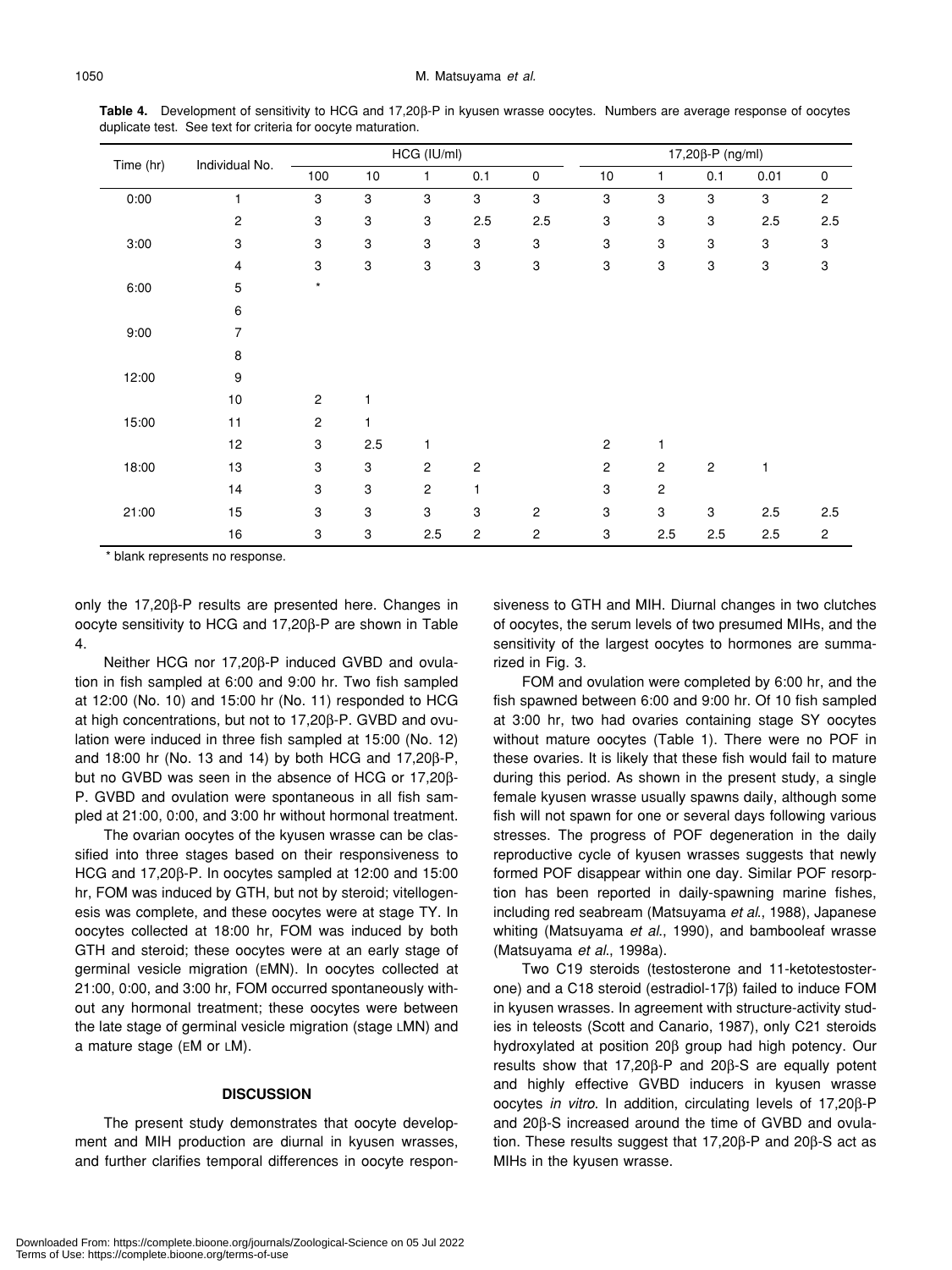**Table 4.** Development of sensitivity to HCG and 17,20β-P in kyusen wrasse oocytes. Numbers are average response of oocytes duplicate test. See text for criteria for oocyte maturation.

| Time (hr) | Individual No. | HCG (IU/ml) | | | | | 17,20β-P (ng/ml) | | | | |
|---|---|---|---|---|---|---|---|---|---|---|---|
| | | 100 | 10 | 1 | 0.1 | 0 | 10 | 1 | 0.1 | 0.01 | 0 |
| 0:00 | 1 | 3 | 3 | 3 | 3 | 3 | 3 | 3 | 3 | 3 | 2 |
| | 2 | 3 | 3 | 3 | 2.5 | 2.5 | 3 | 3 | 3 | 2.5 | 2.5 |
| 3:00 | 3 | 3 | 3 | 3 | 3 | 3 | 3 | 3 | 3 | 3 | 3 |
| | 4 | 3 | 3 | 3 | 3 | 3 | 3 | 3 | 3 | 3 | 3 |
| 6:00 | 5 | * | | | | | | | | | |
| | 6 | | | | | | | | | | |
| 9:00 | 7 | | | | | | | | | | |
| | 8 | | | | | | | | | | |
| 12:00 | 9 | | | | | | | | | | |
| | 10 | 2 | 1 | | | | | | | | |
| 15:00 | 11 | 2 | 1 | | | | | | | | |
| | 12 | 3 | 2.5 | 1 | | | 2 | 1 | | | |
| 18:00 | 13 | 3 | 3 | 2 | 2 | | 2 | 2 | 2 | 1 | |
| | 14 | 3 | 3 | 2 | 1 | | 3 | 2 | | | |
| 21:00 | 15 | 3 | 3 | 3 | 3 | 2 | 3 | 3 | 3 | 2.5 | 2.5 |
| | 16 | 3 | 3 | 2.5 | 2 | 2 | 3 | 2.5 | 2.5 | 2.5 | 2 |

* blank represents no response.

only the 17,20β-P results are presented here. Changes in oocyte sensitivity to HCG and 17,20β-P are shown in Table 4.

Neither HCG nor 17,20β-P induced GVBD and ovulation in fish sampled at 6:00 and 9:00 hr. Two fish sampled at 12:00 (No. 10) and 15:00 hr (No. 11) responded to HCG at high concentrations, but not to 17,20β-P. GVBD and ovulation were induced in three fish sampled at 15:00 (No. 12) and 18:00 hr (No. 13 and 14) by both HCG and 17,20β-P, but no GVBD was seen in the absence of HCG or 17,20β-P. GVBD and ovulation were spontaneous in all fish sampled at 21:00, 0:00, and 3:00 hr without hormonal treatment.

The ovarian oocytes of the kyusen wrasse can be classified into three stages based on their responsiveness to HCG and 17,20β-P. In oocytes sampled at 12:00 and 15:00 hr, FOM was induced by GTH, but not by steroid; vitellogenesis was complete, and these oocytes were at stage TY. In oocytes collected at 18:00 hr, FOM was induced by both GTH and steroid; these oocytes were at an early stage of germinal vesicle migration (EMN). In oocytes collected at 21:00, 0:00, and 3:00 hr, FOM occurred spontaneously without any hormonal treatment; these oocytes were between the late stage of germinal vesicle migration (stage LMN) and a mature stage (EM or LM).

## DISCUSSION

The present study demonstrates that oocyte development and MIH production are diurnal in kyusen wrasses, and further clarifies temporal differences in oocyte responsiveness to GTH and MIH. Diurnal changes in two clutches of oocytes, the serum levels of two presumed MIHs, and the sensitivity of the largest oocytes to hormones are summarized in Fig. 3.

FOM and ovulation were completed by 6:00 hr, and the fish spawned between 6:00 and 9:00 hr. Of 10 fish sampled at 3:00 hr, two had ovaries containing stage SY oocytes without mature oocytes (Table 1). There were no POF in these ovaries. It is likely that these fish would fail to mature during this period. As shown in the present study, a single female kyusen wrasse usually spawns daily, although some fish will not spawn for one or several days following various stresses. The progress of POF degeneration in the daily reproductive cycle of kyusen wrasses suggests that newly formed POF disappear within one day. Similar POF resorption has been reported in daily-spawning marine fishes, including red seabream (Matsuyama *et al.*, 1988), Japanese whiting (Matsuyama *et al.*, 1990), and bambooleaf wrasse (Matsuyama *et al.*, 1998a).

Two C19 steroids (testosterone and 11-ketotestosterone) and a C18 steroid (estradiol-17β) failed to induce FOM in kyusen wrasses. In agreement with structure-activity studies in teleosts (Scott and Canario, 1987), only C21 steroids hydroxylated at position 20β group had high potency. Our results show that 17,20β-P and 20β-S are equally potent and highly effective GVBD inducers in kyusen wrasse oocytes *in vitro*. In addition, circulating levels of 17,20β-P and 20β-S increased around the time of GVBD and ovulation. These results suggest that 17,20β-P and 20β-S act as MIHs in the kyusen wrasse.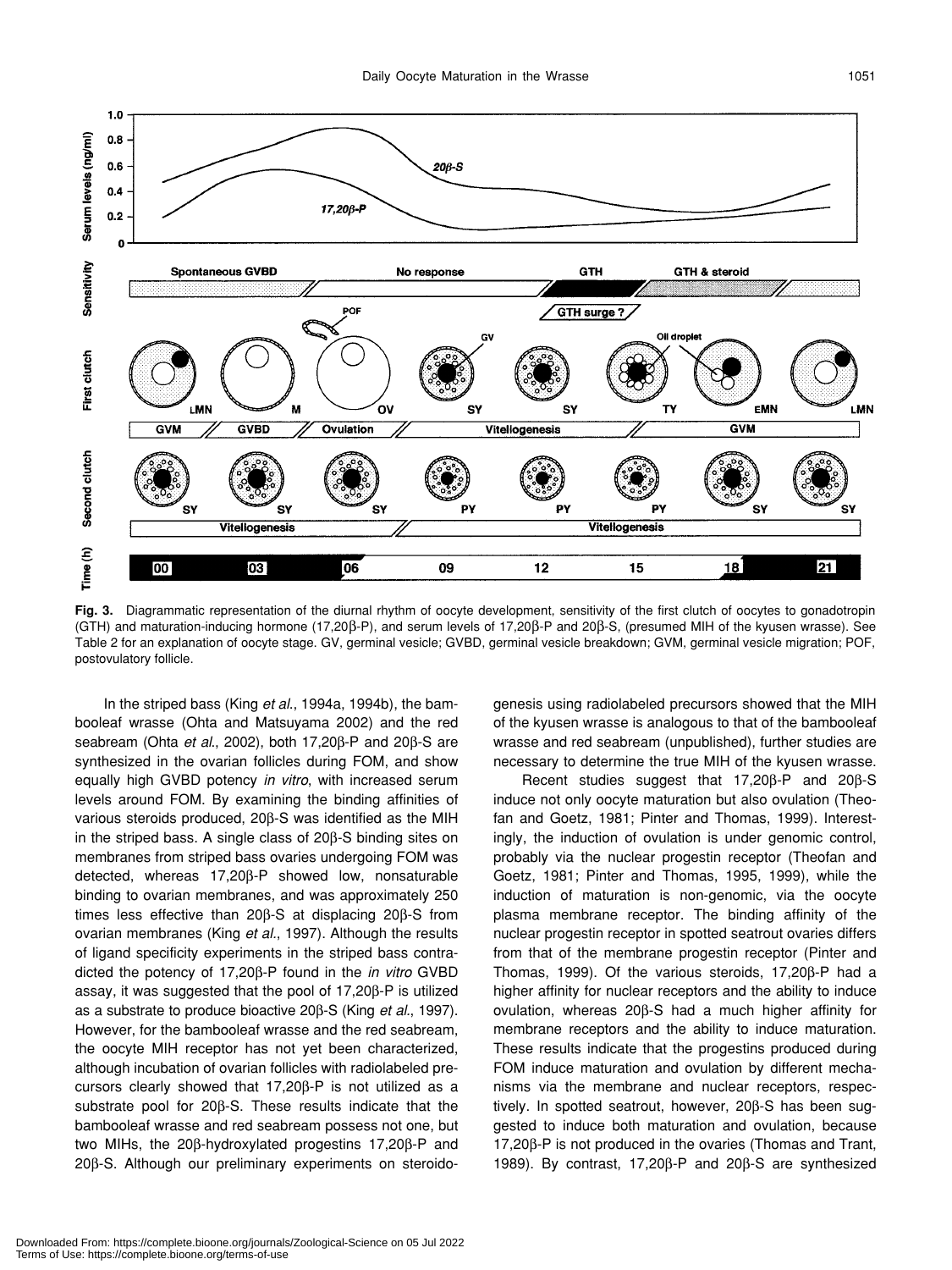**Fig. 3.** Diagrammatic representation of the diurnal rhythm of oocyte development, sensitivity of the first clutch of oocytes to gonadotropin (GTH) and maturation-inducing hormone (17,20β-P), and serum levels of 17,20β-P and 20β-S, (presumed MIH of the kyusen wrasse). See Table 2 for an explanation of oocyte stage. GV, germinal vesicle; GVBD, germinal vesicle breakdown; GVM, germinal vesicle migration; POF, postovulatory follicle.

In the striped bass (King *et al.*, 1994a, 1994b), the bambooleaf wrasse (Ohta and Matsuyama 2002) and the red seabream (Ohta *et al.*, 2002), both 17,20β-P and 20β-S are synthesized in the ovarian follicles during FOM, and show equally high GVBD potency *in vitro*, with increased serum levels around FOM. By examining the binding affinities of various steroids produced, 20β-S was identified as the MIH in the striped bass. A single class of 20β-S binding sites on membranes from striped bass ovaries undergoing FOM was detected, whereas 17,20β-P showed low, nonsaturable binding to ovarian membranes, and was approximately 250 times less effective than 20β-S at displacing 20β-S from ovarian membranes (King *et al.*, 1997). Although the results of ligand specificity experiments in the striped bass contradicted the potency of 17,20β-P found in the *in vitro* GVBD assay, it was suggested that the pool of 17,20β-P is utilized as a substrate to produce bioactive 20β-S (King *et al.*, 1997). However, for the bambooleaf wrasse and the red seabream, the oocyte MIH receptor has not yet been characterized, although incubation of ovarian follicles with radiolabeled precursors clearly showed that 17,20β-P is not utilized as a substrate pool for 20β-S. These results indicate that the bambooleaf wrasse and red seabream possess not one, but two MIHs, the 20β-hydroxylated progestins 17,20β-P and 20β-S. Although our preliminary experiments on steroidogenesis using radiolabeled precursors showed that the MIH of the kyusen wrasse is analogous to that of the bambooleaf wrasse and red seabream (unpublished), further studies are necessary to determine the true MIH of the kyusen wrasse.

Recent studies suggest that 17,20β-P and 20β-S induce not only oocyte maturation but also ovulation (Theofan and Goetz, 1981; Pinter and Thomas, 1999). Interestingly, the induction of ovulation is under genomic control, probably via the nuclear progestin receptor (Theofan and Goetz, 1981; Pinter and Thomas, 1995, 1999), while the induction of maturation is non-genomic, via the oocyte plasma membrane receptor. The binding affinity of the nuclear progestin receptor in spotted seatrout ovaries differs from that of the membrane progestin receptor (Pinter and Thomas, 1999). Of the various steroids, 17,20β-P had a higher affinity for nuclear receptors and the ability to induce ovulation, whereas 20β-S had a much higher affinity for membrane receptors and the ability to induce maturation. These results indicate that the progestins produced during FOM induce maturation and ovulation by different mechanisms via the membrane and nuclear receptors, respectively. In spotted seatrout, however, 20β-S has been suggested to induce both maturation and ovulation, because 17,20β-P is not produced in the ovaries (Thomas and Trant, 1989). By contrast, 17,20β-P and 20β-S are synthesized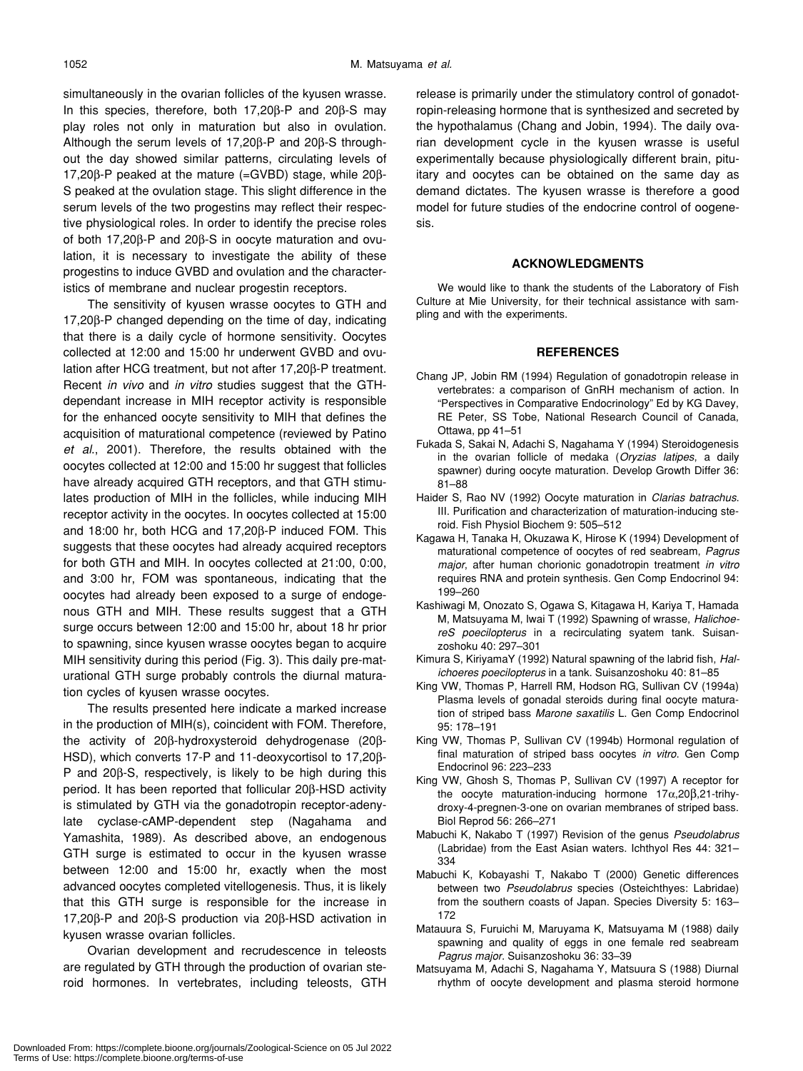simultaneously in the ovarian follicles of the kyusen wrasse. In this species, therefore, both 17,20β-P and 20β-S may play roles not only in maturation but also in ovulation. Although the serum levels of 17,20β-P and 20β-S throughout the day showed similar patterns, circulating levels of 17,20β-P peaked at the mature (=GVBD) stage, while 20β-S peaked at the ovulation stage. This slight difference in the serum levels of the two progestins may reflect their respective physiological roles. In order to identify the precise roles of both 17,20β-P and 20β-S in oocyte maturation and ovulation, it is necessary to investigate the ability of these progestins to induce GVBD and ovulation and the characteristics of membrane and nuclear progestin receptors.

The sensitivity of kyusen wrasse oocytes to GTH and 17,20β-P changed depending on the time of day, indicating that there is a daily cycle of hormone sensitivity. Oocytes collected at 12:00 and 15:00 hr underwent GVBD and ovulation after HCG treatment, but not after 17,20β-P treatment. Recent *in vivo* and *in vitro* studies suggest that the GTH-dependant increase in MIH receptor activity is responsible for the enhanced oocyte sensitivity to MIH that defines the acquisition of maturational competence (reviewed by Patino *et al.*, 2001). Therefore, the results obtained with the oocytes collected at 12:00 and 15:00 hr suggest that follicles have already acquired GTH receptors, and that GTH stimulates production of MIH in the follicles, while inducing MIH receptor activity in the oocytes. In oocytes collected at 15:00 and 18:00 hr, both HCG and 17,20β-P induced FOM. This suggests that these oocytes had already acquired receptors for both GTH and MIH. In oocytes collected at 21:00, 0:00, and 3:00 hr, FOM was spontaneous, indicating that the oocytes had already been exposed to a surge of endogenous GTH and MIH. These results suggest that a GTH surge occurs between 12:00 and 15:00 hr, about 18 hr prior to spawning, since kyusen wrasse oocytes began to acquire MIH sensitivity during this period (Fig. 3). This daily pre-maturational GTH surge probably controls the diurnal maturation cycles of kyusen wrasse oocytes.

The results presented here indicate a marked increase in the production of MIH(s), coincident with FOM. Therefore, the activity of 20β-hydroxysteroid dehydrogenase (20β-HSD), which converts 17-P and 11-deoxycortisol to 17,20β-P and 20β-S, respectively, is likely to be high during this period. It has been reported that follicular 20β-HSD activity is stimulated by GTH via the gonadotropin receptor-adenylate cyclase-cAMP-dependent step (Nagahama and Yamashita, 1989). As described above, an endogenous GTH surge is estimated to occur in the kyusen wrasse between 12:00 and 15:00 hr, exactly when the most advanced oocytes completed vitellogenesis. Thus, it is likely that this GTH surge is responsible for the increase in 17,20β-P and 20β-S production via 20β-HSD activation in kyusen wrasse ovarian follicles.

Ovarian development and recrudescence in teleosts are regulated by GTH through the production of ovarian steroid hormones. In vertebrates, including teleosts, GTH release is primarily under the stimulatory control of gonadotropin-releasing hormone that is synthesized and secreted by the hypothalamus (Chang and Jobin, 1994). The daily ovarian development cycle in the kyusen wrasse is useful experimentally because physiologically different brain, pituitary and oocytes can be obtained on the same day as demand dictates. The kyusen wrasse is therefore a good model for future studies of the endocrine control of oogenesis.

## ACKNOWLEDGMENTS

We would like to thank the students of the Laboratory of Fish Culture at Mie University, for their technical assistance with sampling and with the experiments.

## REFERENCES

Chang JP, Jobin RM (1994) Regulation of gonadotropin release in vertebrates: a comparison of GnRH mechanism of action. In "Perspectives in Comparative Endocrinology" Ed by KG Davey, RE Peter, SS Tobe, National Research Council of Canada, Ottawa, pp 41–51

Fukada S, Sakai N, Adachi S, Nagahama Y (1994) Steroidogenesis in the ovarian follicle of medaka (*Oryzias latipes*, a daily spawner) during oocyte maturation. Develop Growth Differ 36: 81–88

Haider S, Rao NV (1992) Oocyte maturation in *Clarias batrachus*. III. Purification and characterization of maturation-inducing steroid. Fish Physiol Biochem 9: 505–512

Kagawa H, Tanaka H, Okuzawa K, Hirose K (1994) Development of maturational competence of oocytes of red seabream, *Pagrus major*, after human chorionic gonadotropin treatment *in vitro* requires RNA and protein synthesis. Gen Comp Endocrinol 94: 199–260

Kashiwagi M, Onozato S, Ogawa S, Kitagawa H, Kariya T, Hamada M, Matsuyama M, Iwai T (1992) Spawning of wrasse, *HalichoereS poecilopterus* in a recirculating syatem tank. Suisanzoshoku 40: 297–301

Kimura S, KiriyamaY (1992) Natural spawning of the labrid fish, *Halichoeres poecilopterus* in a tank. Suisanzoshoku 40: 81–85

King VW, Thomas P, Harrell RM, Hodson RG, Sullivan CV (1994a) Plasma levels of gonadal steroids during final oocyte maturation of striped bass *Marone saxatilis* L. Gen Comp Endocrinol 95: 178–191

King VW, Thomas P, Sullivan CV (1994b) Hormonal regulation of final maturation of striped bass oocytes *in vitro*. Gen Comp Endocrinol 96: 223–233

King VW, Ghosh S, Thomas P, Sullivan CV (1997) A receptor for the oocyte maturation-inducing hormone 17α,20β,21-trihydroxy-4-pregnen-3-one on ovarian membranes of striped bass. Biol Reprod 56: 266–271

Mabuchi K, Nakabo T (1997) Revision of the genus *Pseudolabrus* (Labridae) from the East Asian waters. Ichthyol Res 44: 321–334

Mabuchi K, Kobayashi T, Nakabo T (2000) Genetic differences between two *Pseudolabrus* species (Osteichthyes: Labridae) from the southern coasts of Japan. Species Diversity 5: 163–172

Matauura S, Furuichi M, Maruyama K, Matsuyama M (1988) daily spawning and quality of eggs in one female red seabream *Pagrus major*. Suisanzoshoku 36: 33–39

Matsuyama M, Adachi S, Nagahama Y, Matsuura S (1988) Diurnal rhythm of oocyte development and plasma steroid hormone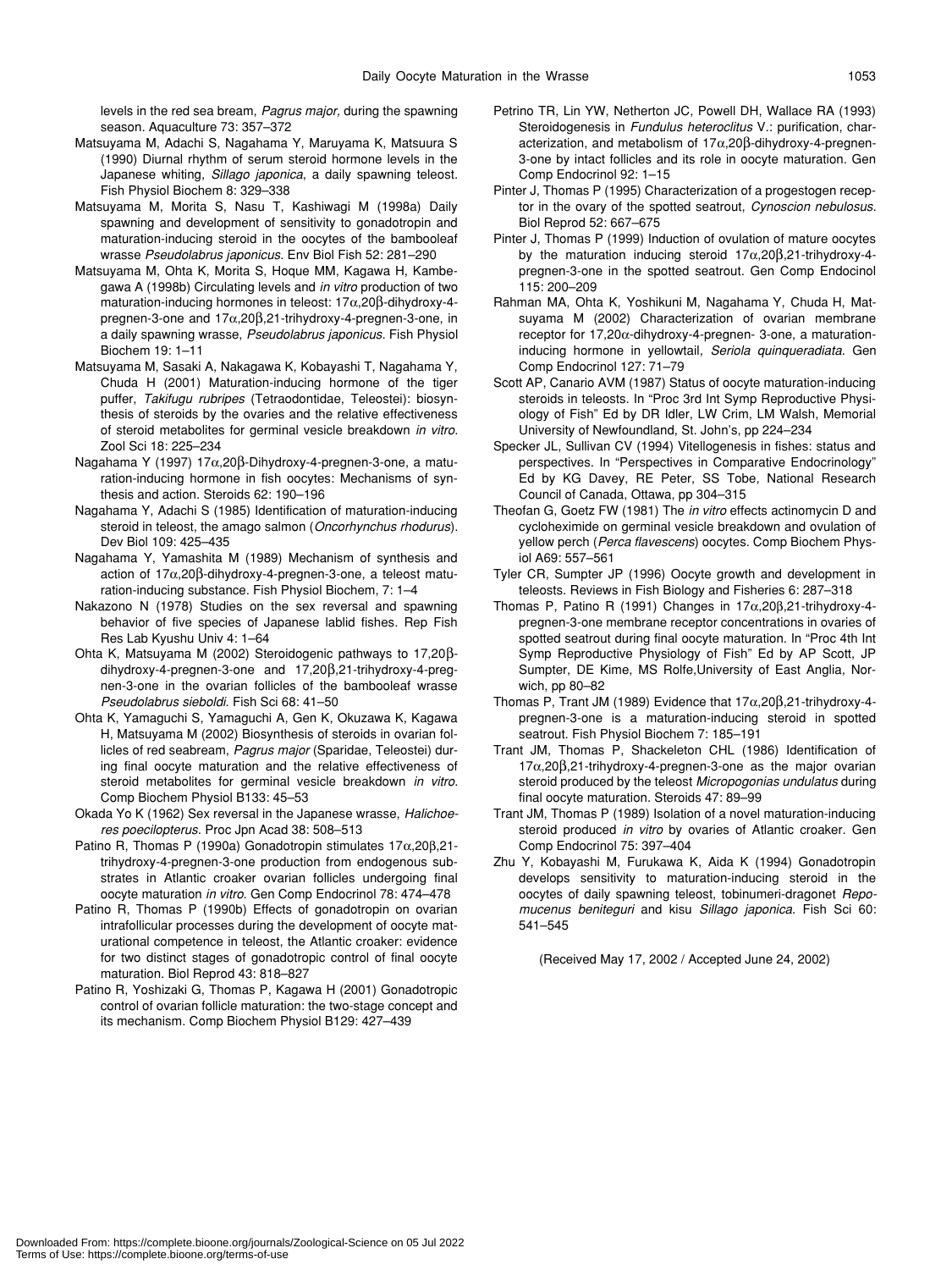levels in the red sea bream, *Pagrus major,* during the spawning season. Aquaculture 73: 357–372

Matsuyama M, Adachi S, Nagahama Y, Maruyama K, Matsuura S (1990) Diurnal rhythm of serum steroid hormone levels in the Japanese whiting, *Sillago japonica*, a daily spawning teleost. Fish Physiol Biochem 8: 329–338

Matsuyama M, Morita S, Nasu T, Kashiwagi M (1998a) Daily spawning and development of sensitivity to gonadotropin and maturation-inducing steroid in the oocytes of the bambooleaf wrasse *Pseudolabrus japonicus*. Env Biol Fish 52: 281–290

Matsuyama M, Ohta K, Morita S, Hoque MM, Kagawa H, Kambegawa A (1998b) Circulating levels and *in vitro* production of two maturation-inducing hormones in teleost: 17α,20β-dihydroxy-4-pregnen-3-one and 17α,20β,21-trihydroxy-4-pregnen-3-one, in a daily spawning wrasse, *Pseudolabrus japonicus*. Fish Physiol Biochem 19: 1–11

Matsuyama M, Sasaki A, Nakagawa K, Kobayashi T, Nagahama Y, Chuda H (2001) Maturation-inducing hormone of the tiger puffer, *Takifugu rubripes* (Tetraodontidae, Teleostei): biosynthesis of steroids by the ovaries and the relative effectiveness of steroid metabolites for germinal vesicle breakdown *in vitro*. Zool Sci 18: 225–234

Nagahama Y (1997) 17α,20β-Dihydroxy-4-pregnen-3-one, a maturation-inducing hormone in fish oocytes: Mechanisms of synthesis and action. Steroids 62: 190–196

Nagahama Y, Adachi S (1985) Identification of maturation-inducing steroid in teleost, the amago salmon (*Oncorhynchus rhodurus*). Dev Biol 109: 425–435

Nagahama Y, Yamashita M (1989) Mechanism of synthesis and action of 17α,20β-dihydroxy-4-pregnen-3-one, a teleost maturation-inducing substance. Fish Physiol Biochem, 7: 1–4

Nakazono N (1978) Studies on the sex reversal and spawning behavior of five species of Japanese lablid fishes. Rep Fish Res Lab Kyushu Univ 4: 1–64

Ohta K, Matsuyama M (2002) Steroidogenic pathways to 17,20β-dihydroxy-4-pregnen-3-one and 17,20β,21-trihydroxy-4-pregnen-3-one in the ovarian follicles of the bambooleaf wrasse *Pseudolabrus sieboldi*. Fish Sci 68: 41–50

Ohta K, Yamaguchi S, Yamaguchi A, Gen K, Okuzawa K, Kagawa H, Matsuyama M (2002) Biosynthesis of steroids in ovarian follicles of red seabream, *Pagrus major* (Sparidae, Teleostei) during final oocyte maturation and the relative effectiveness of steroid metabolites for germinal vesicle breakdown *in vitro*. Comp Biochem Physiol B133: 45–53

Okada Yo K (1962) Sex reversal in the Japanese wrasse, *Halichoeres poecilopterus*. Proc Jpn Acad 38: 508–513

Patino R, Thomas P (1990a) Gonadotropin stimulates 17α,20β,21-trihydroxy-4-pregnen-3-one production from endogenous substrates in Atlantic croaker ovarian follicles undergoing final oocyte maturation *in vitro*. Gen Comp Endocrinol 78: 474–478

Patino R, Thomas P (1990b) Effects of gonadotropin on ovarian intrafollicular processes during the development of oocyte maturational competence in teleost, the Atlantic croaker: evidence for two distinct stages of gonadotropic control of final oocyte maturation. Biol Reprod 43: 818–827

Patino R, Yoshizaki G, Thomas P, Kagawa H (2001) Gonadotropic control of ovarian follicle maturation: the two-stage concept and its mechanism. Comp Biochem Physiol B129: 427–439

Petrino TR, Lin YW, Netherton JC, Powell DH, Wallace RA (1993) Steroidogenesis in *Fundulus heteroclitus* V.: purification, characterization, and metabolism of 17α,20β-dihydroxy-4-pregnen-3-one by intact follicles and its role in oocyte maturation. Gen Comp Endocrinol 92: 1–15

Pinter J, Thomas P (1995) Characterization of a progestogen receptor in the ovary of the spotted seatrout, *Cynoscion nebulosus*. Biol Reprod 52: 667–675

Pinter J, Thomas P (1999) Induction of ovulation of mature oocytes by the maturation inducing steroid 17α,20β,21-trihydroxy-4-pregnen-3-one in the spotted seatrout. Gen Comp Endocinol 115: 200–209

Rahman MA, Ohta K, Yoshikuni M, Nagahama Y, Chuda H, Matsuyama M (2002) Characterization of ovarian membrane receptor for 17,20α-dihydroxy-4-pregnen- 3-one, a maturation-inducing hormone in yellowtail, *Seriola quinqueradiata*. Gen Comp Endocrinol 127: 71–79

Scott AP, Canario AVM (1987) Status of oocyte maturation-inducing steroids in teleosts. In "Proc 3rd Int Symp Reproductive Physiology of Fish" Ed by DR Idler, LW Crim, LM Walsh, Memorial University of Newfoundland, St. John's, pp 224–234

Specker JL, Sullivan CV (1994) Vitellogenesis in fishes: status and perspectives. In "Perspectives in Comparative Endocrinology" Ed by KG Davey, RE Peter, SS Tobe, National Research Council of Canada, Ottawa, pp 304–315

Theofan G, Goetz FW (1981) The *in vitro* effects actinomycin D and cycloheximide on germinal vesicle breakdown and ovulation of yellow perch (*Perca flavescens*) oocytes. Comp Biochem Physiol A69: 557–561

Tyler CR, Sumpter JP (1996) Oocyte growth and development in teleosts. Reviews in Fish Biology and Fisheries 6: 287–318

Thomas P, Patino R (1991) Changes in 17α,20β,21-trihydroxy-4-pregnen-3-one membrane receptor concentrations in ovaries of spotted seatrout during final oocyte maturation. In "Proc 4th Int Symp Reproductive Physiology of Fish" Ed by AP Scott, JP Sumpter, DE Kime, MS Rolfe,University of East Anglia, Norwich, pp 80–82

Thomas P, Trant JM (1989) Evidence that 17α,20β,21-trihydroxy-4-pregnen-3-one is a maturation-inducing steroid in spotted seatrout. Fish Physiol Biochem 7: 185–191

Trant JM, Thomas P, Shackeleton CHL (1986) Identification of 17α,20β,21-trihydroxy-4-pregnen-3-one as the major ovarian steroid produced by the teleost *Micropogonias undulatus* during final oocyte maturation. Steroids 47: 89–99

Trant JM, Thomas P (1989) Isolation of a novel maturation-inducing steroid produced *in vitro* by ovaries of Atlantic croaker. Gen Comp Endocrinol 75: 397–404

Zhu Y, Kobayashi M, Furukawa K, Aida K (1994) Gonadotropin develops sensitivity to maturation-inducing steroid in the oocytes of daily spawning teleost, tobinumeri-dragonet *Repomucenus beniteguri* and kisu *Sillago japonica*. Fish Sci 60: 541–545

(Received May 17, 2002 / Accepted June 24, 2002)